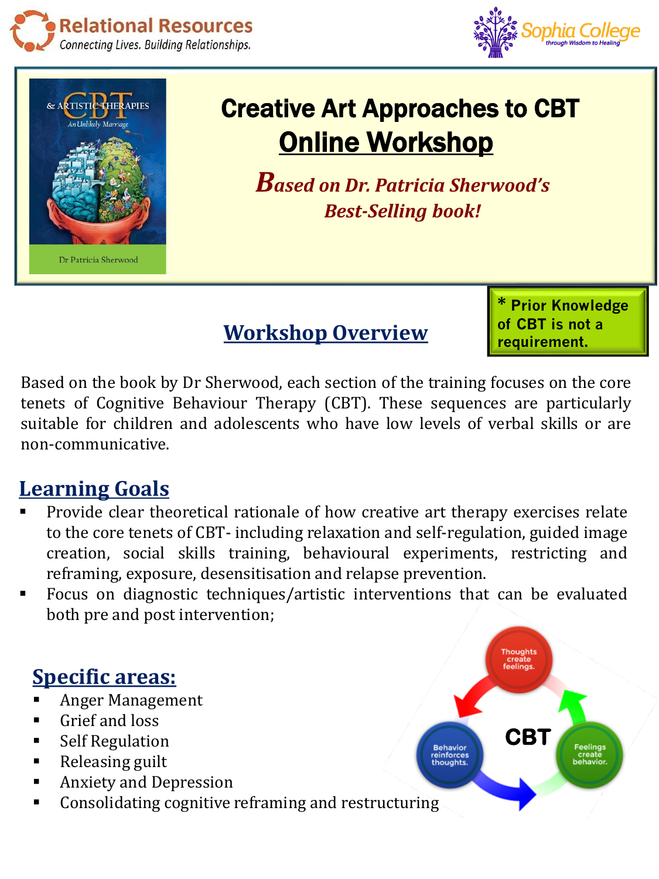Relational Resources
Connecting Lives. Building Relationships.

Sophia College
through Wisdom to Healing

# Creative Art Approaches to CBT

# Online Workshop

***Based on Dr. Patricia Sherwood's Best-Selling book!***

**\* Prior Knowledge of CBT is not a requirement.**

## Workshop Overview

Based on the book by Dr Sherwood, each section of the training focuses on the core tenets of Cognitive Behaviour Therapy (CBT). These sequences are particularly suitable for children and adolescents who have low levels of verbal skills or are non-communicative.

## Learning Goals

- Provide clear theoretical rationale of how creative art therapy exercises relate to the core tenets of CBT- including relaxation and self-regulation, guided image creation, social skills training, behavioural experiments, restricting and reframing, exposure, desensitisation and relapse prevention.
- Focus on diagnostic techniques/artistic interventions that can be evaluated both pre and post intervention;

## Specific areas:

- Anger Management
- Grief and loss
- Self Regulation
- Releasing guilt
- Anxiety and Depression
- Consolidating cognitive reframing and restructuring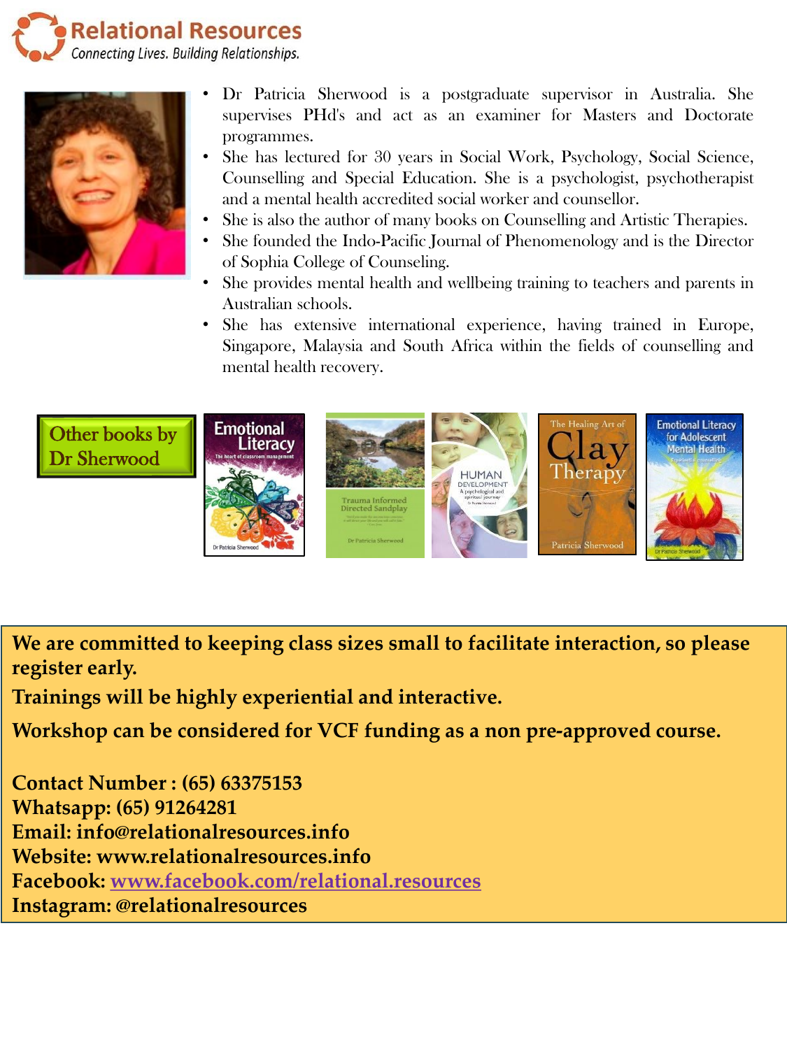# Relational Resources

*Connecting Lives. Building Relationships.*

- Dr Patricia Sherwood is a postgraduate supervisor in Australia. She supervises PHd's and act as an examiner for Masters and Doctorate programmes.
- She has lectured for 30 years in Social Work, Psychology, Social Science, Counselling and Special Education. She is a psychologist, psychotherapist and a mental health accredited social worker and counsellor.
- She is also the author of many books on Counselling and Artistic Therapies.
- She founded the Indo-Pacific Journal of Phenomenology and is the Director of Sophia College of Counseling.
- She provides mental health and wellbeing training to teachers and parents in Australian schools.
- She has extensive international experience, having trained in Europe, Singapore, Malaysia and South Africa within the fields of counselling and mental health recovery.

Other books by Dr Sherwood

- Emotional Literacy: The heart of classroom management — Dr Patricia Sherwood
- Trauma Informed Directed Sandplay — Dr Patricia Sherwood
- Human Development: A psychological and spiritual journey — Dr Patricia Sherwood
- The Healing Art of Clay Therapy — Patricia Sherwood
- Emotional Literacy for Adolescent Mental Health — Dr Patricia Sherwood

**We are committed to keeping class sizes small to facilitate interaction, so please register early.**

**Trainings will be highly experiential and interactive.**

**Workshop can be considered for VCF funding as a non pre-approved course.**

**Contact Number : (65) 63375153**
**Whatsapp: (65) 91264281**
**Email: info@relationalresources.info**
**Website: www.relationalresources.info**
**Facebook: www.facebook.com/relational.resources**
**Instagram: @relationalresources**